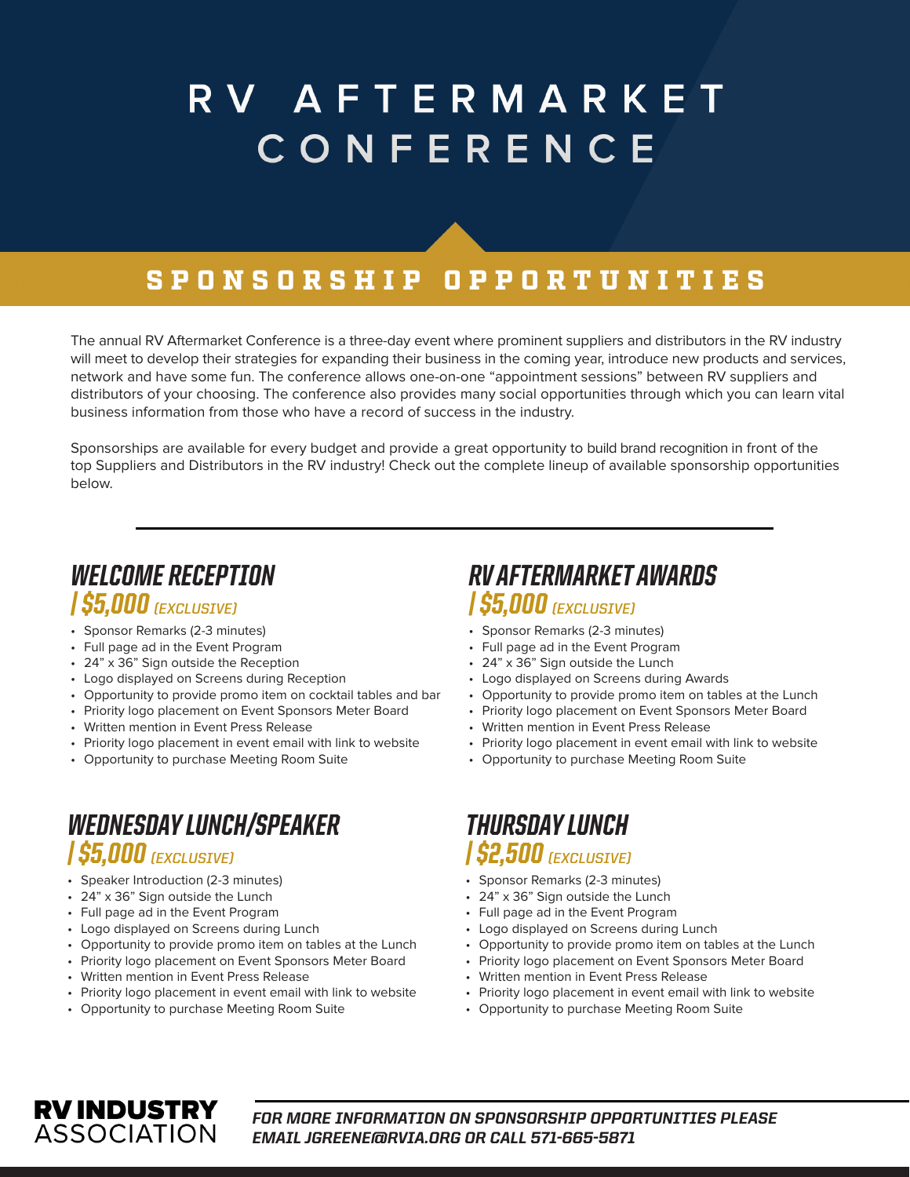# RV AFTERMARKET CONFERENCE

## SPONSORSHIP OPPORTUNITIES

The annual RV Aftermarket Conference is a three-day event where prominent suppliers and distributors in the RV industry will meet to develop their strategies for expanding their business in the coming year, introduce new products and services, network and have some fun. The conference allows one-on-one "appointment sessions" between RV suppliers and distributors of your choosing. The conference also provides many social opportunities through which you can learn vital business information from those who have a record of success in the industry.

Sponsorships are available for every budget and provide a great opportunity to build brand recognition in front of the top Suppliers and Distributors in the RV industry! Check out the complete lineup of available sponsorship opportunities below.

---

### WELCOME RECEPTION | $5,000 *(EXCLUSIVE)*

- Sponsor Remarks (2-3 minutes)
- Full page ad in the Event Program
- 24" x 36" Sign outside the Reception
- Logo displayed on Screens during Reception
- Opportunity to provide promo item on cocktail tables and bar
- Priority logo placement on Event Sponsors Meter Board
- Written mention in Event Press Release
- Priority logo placement in event email with link to website
- Opportunity to purchase Meeting Room Suite

### RV AFTERMARKET AWARDS | $5,000 *(EXCLUSIVE)*

- Sponsor Remarks (2-3 minutes)
- Full page ad in the Event Program
- 24" x 36" Sign outside the Lunch
- Logo displayed on Screens during Awards
- Opportunity to provide promo item on tables at the Lunch
- Priority logo placement on Event Sponsors Meter Board
- Written mention in Event Press Release
- Priority logo placement in event email with link to website
- Opportunity to purchase Meeting Room Suite

### WEDNESDAY LUNCH/SPEAKER | $5,000 *(EXCLUSIVE)*

- Speaker Introduction (2-3 minutes)
- 24" x 36" Sign outside the Lunch
- Full page ad in the Event Program
- Logo displayed on Screens during Lunch
- Opportunity to provide promo item on tables at the Lunch
- Priority logo placement on Event Sponsors Meter Board
- Written mention in Event Press Release
- Priority logo placement in event email with link to website
- Opportunity to purchase Meeting Room Suite

### THURSDAY LUNCH | $2,500 *(EXCLUSIVE)*

- Sponsor Remarks (2-3 minutes)
- 24" x 36" Sign outside the Lunch
- Full page ad in the Event Program
- Logo displayed on Screens during Lunch
- Opportunity to provide promo item on tables at the Lunch
- Priority logo placement on Event Sponsors Meter Board
- Written mention in Event Press Release
- Priority logo placement in event email with link to website
- Opportunity to purchase Meeting Room Suite

**RV INDUSTRY ASSOCIATION**

***FOR MORE INFORMATION ON SPONSORSHIP OPPORTUNITIES PLEASE EMAIL JGREENE@RVIA.ORG OR CALL 571-665-5871***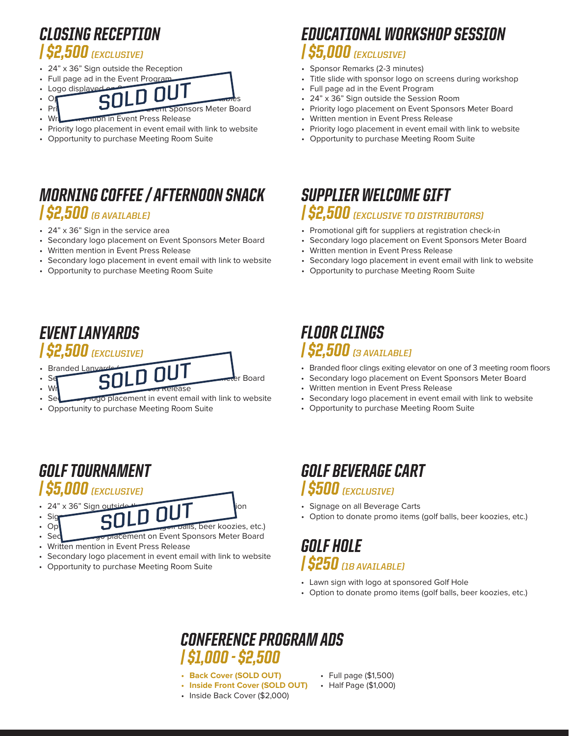## CLOSING RECEPTION | $2,500 *(EXCLUSIVE)*

SOLD OUT

- 24" x 36" Sign outside the Reception
- Full page ad in the Event Program
- Logo displayed on S
- Op ables
- Pri Event Sponsors Meter Board
- Wr mention in Event Press Release
- Priority logo placement in event email with link to website
- Opportunity to purchase Meeting Room Suite

## EDUCATIONAL WORKSHOP SESSION | $5,000 *(EXCLUSIVE)*

- Sponsor Remarks (2-3 minutes)
- Title slide with sponsor logo on screens during workshop
- Full page ad in the Event Program
- 24" x 36" Sign outside the Session Room
- Priority logo placement on Event Sponsors Meter Board
- Written mention in Event Press Release
- Priority logo placement in event email with link to website
- Opportunity to purchase Meeting Room Suite

## MORNING COFFEE / AFTERNOON SNACK | $2,500 *(6 AVAILABLE)*

- 24" x 36" Sign in the service area
- Secondary logo placement on Event Sponsors Meter Board
- Written mention in Event Press Release
- Secondary logo placement in event email with link to website
- Opportunity to purchase Meeting Room Suite

## SUPPLIER WELCOME GIFT | $2,500 *(EXCLUSIVE TO DISTRIBUTORS)*

- Promotional gift for suppliers at registration check-in
- Secondary logo placement on Event Sponsors Meter Board
- Written mention in Event Press Release
- Secondary logo placement in event email with link to website
- Opportunity to purchase Meeting Room Suite

## EVENT LANYARDS | $2,500 *(EXCLUSIVE)*

SOLD OUT

- Branded Lanyards (
- Se eter Board
- Wr Release
- Se logo placement in event email with link to website
- Opportunity to purchase Meeting Room Suite

## FLOOR CLINGS | $2,500 *(3 AVAILABLE)*

- Branded floor clings exiting elevator on one of 3 meeting room floors
- Secondary logo placement on Event Sponsors Meter Board
- Written mention in Event Press Release
- Secondary logo placement in event email with link to website
- Opportunity to purchase Meeting Room Suite

## GOLF TOURNAMENT | $5,000 *(EXCLUSIVE)*

SOLD OUT

- 24" x 36" Sign outside ion
- Sig
- Op balls, beer koozies, etc.)
- Sec placement on Event Sponsors Meter Board
- Written mention in Event Press Release
- Secondary logo placement in event email with link to website
- Opportunity to purchase Meeting Room Suite

## GOLF BEVERAGE CART | $500 *(EXCLUSIVE)*

- Signage on all Beverage Carts
- Option to donate promo items (golf balls, beer koozies, etc.)

## GOLF HOLE | $250 *(18 AVAILABLE)*

- Lawn sign with logo at sponsored Golf Hole
- Option to donate promo items (golf balls, beer koozies, etc.)

## CONFERENCE PROGRAM ADS | $1,000 - $2,500

- **Back Cover (SOLD OUT)**
- **Inside Front Cover (SOLD OUT)**
- Inside Back Cover ($2,000)
- Full page ($1,500)
- Half Page ($1,000)